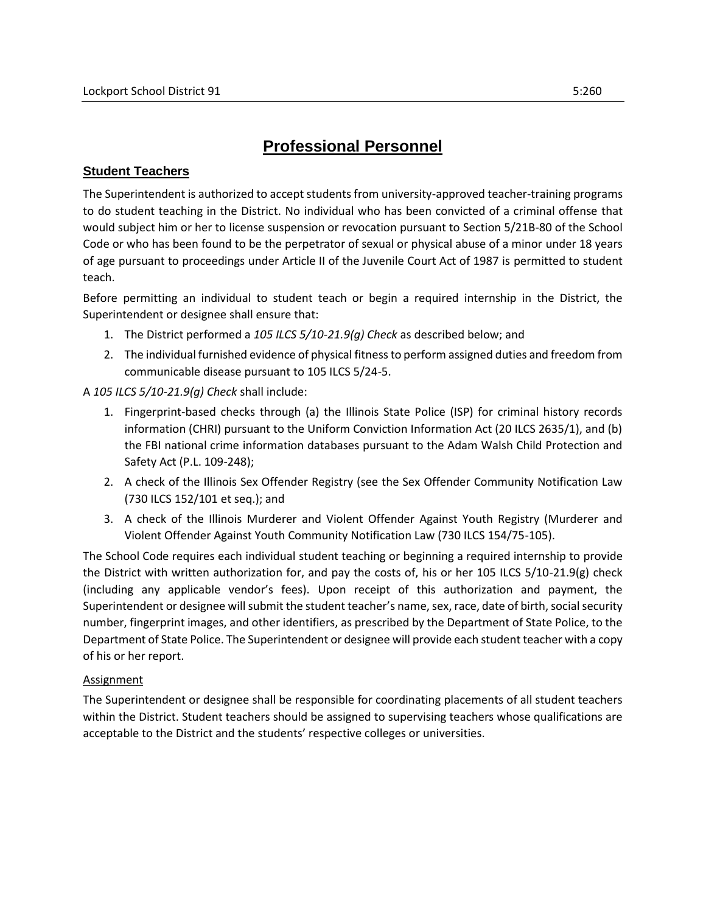# Professional Personnel

## Student Teachers

The Superintendent is authorized to accept students from university-approved teacher-training programs to do student teaching in the District. No individual who has been convicted of a criminal offense that would subject him or her to license suspension or revocation pursuant to Section 5/21B-80 of the School Code or who has been found to be the perpetrator of sexual or physical abuse of a minor under 18 years of age pursuant to proceedings under Article II of the Juvenile Court Act of 1987 is permitted to student teach.

Before permitting an individual to student teach or begin a required internship in the District, the Superintendent or designee shall ensure that:

1. The District performed a *105 ILCS 5/10-21.9(g) Check* as described below; and
2. The individual furnished evidence of physical fitness to perform assigned duties and freedom from communicable disease pursuant to 105 ILCS 5/24-5.

A *105 ILCS 5/10-21.9(g) Check* shall include:

1. Fingerprint-based checks through (a) the Illinois State Police (ISP) for criminal history records information (CHRI) pursuant to the Uniform Conviction Information Act (20 ILCS 2635/1), and (b) the FBI national crime information databases pursuant to the Adam Walsh Child Protection and Safety Act (P.L. 109-248);
2. A check of the Illinois Sex Offender Registry (see the Sex Offender Community Notification Law (730 ILCS 152/101 et seq.); and
3. A check of the Illinois Murderer and Violent Offender Against Youth Registry (Murderer and Violent Offender Against Youth Community Notification Law (730 ILCS 154/75-105).

The School Code requires each individual student teaching or beginning a required internship to provide the District with written authorization for, and pay the costs of, his or her 105 ILCS 5/10-21.9(g) check (including any applicable vendor's fees). Upon receipt of this authorization and payment, the Superintendent or designee will submit the student teacher's name, sex, race, date of birth, social security number, fingerprint images, and other identifiers, as prescribed by the Department of State Police, to the Department of State Police. The Superintendent or designee will provide each student teacher with a copy of his or her report.

### Assignment

The Superintendent or designee shall be responsible for coordinating placements of all student teachers within the District. Student teachers should be assigned to supervising teachers whose qualifications are acceptable to the District and the students' respective colleges or universities.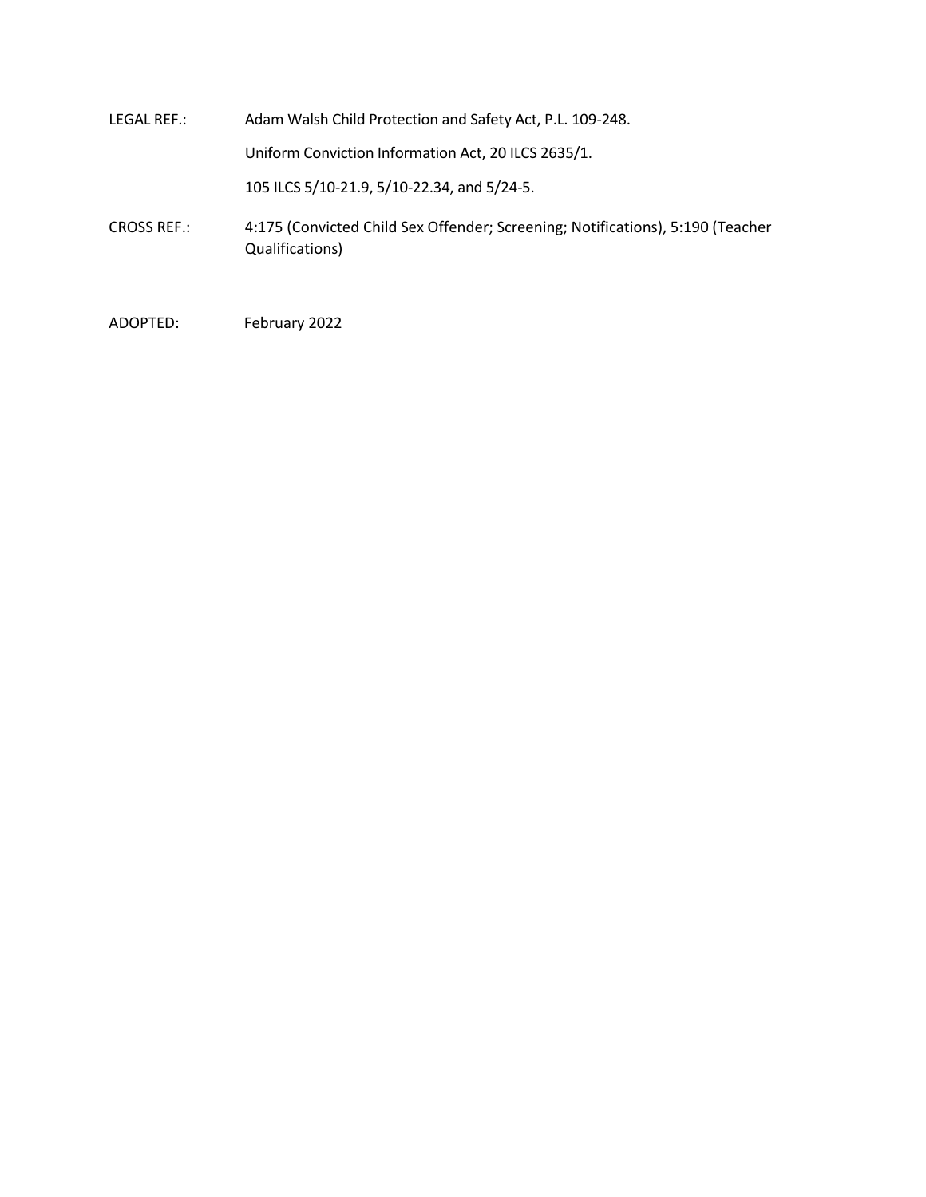LEGAL REF.: Adam Walsh Child Protection and Safety Act, P.L. 109-248.

Uniform Conviction Information Act, 20 ILCS 2635/1.

105 ILCS 5/10-21.9, 5/10-22.34, and 5/24-5.

CROSS REF.: 4:175 (Convicted Child Sex Offender; Screening; Notifications), 5:190 (Teacher Qualifications)

ADOPTED: February 2022